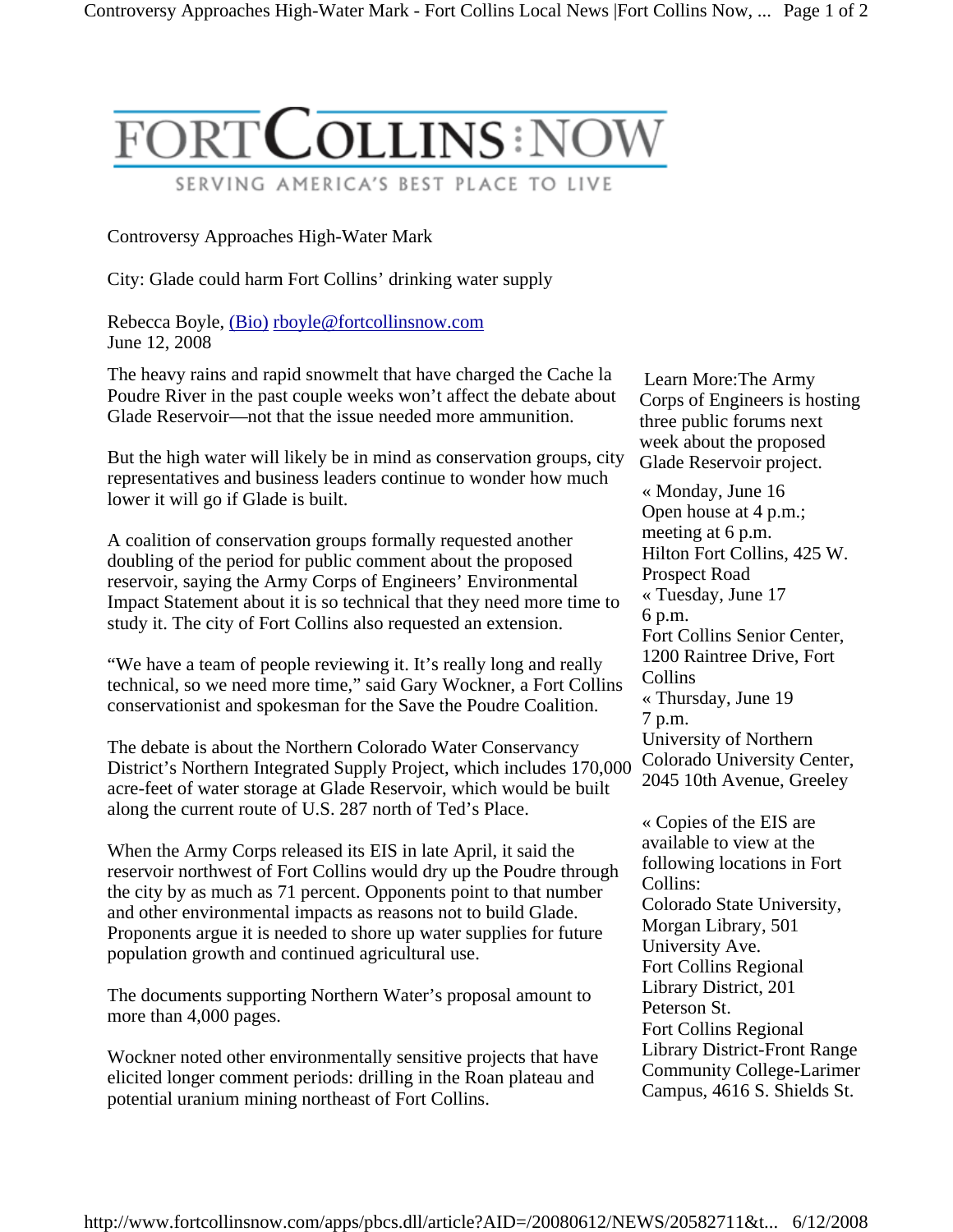FORT COLLINS NOW

SERVING AMERICA'S BEST PLACE TO LIVE

# Controversy Approaches High-Water Mark

## City: Glade could harm Fort Collins' drinking water supply

Rebecca Boyle, (Bio) rboyle@fortcollinsnow.com
June 12, 2008

The heavy rains and rapid snowmelt that have charged the Cache la Poudre River in the past couple weeks won't affect the debate about Glade Reservoir—not that the issue needed more ammunition.

But the high water will likely be in mind as conservation groups, city representatives and business leaders continue to wonder how much lower it will go if Glade is built.

A coalition of conservation groups formally requested another doubling of the period for public comment about the proposed reservoir, saying the Army Corps of Engineers' Environmental Impact Statement about it is so technical that they need more time to study it. The city of Fort Collins also requested an extension.

"We have a team of people reviewing it. It's really long and really technical, so we need more time," said Gary Wockner, a Fort Collins conservationist and spokesman for the Save the Poudre Coalition.

The debate is about the Northern Colorado Water Conservancy District's Northern Integrated Supply Project, which includes 170,000 acre-feet of water storage at Glade Reservoir, which would be built along the current route of U.S. 287 north of Ted's Place.

When the Army Corps released its EIS in late April, it said the reservoir northwest of Fort Collins would dry up the Poudre through the city by as much as 71 percent. Opponents point to that number and other environmental impacts as reasons not to build Glade. Proponents argue it is needed to shore up water supplies for future population growth and continued agricultural use.

The documents supporting Northern Water's proposal amount to more than 4,000 pages.

Wockner noted other environmentally sensitive projects that have elicited longer comment periods: drilling in the Roan plateau and potential uranium mining northeast of Fort Collins.

Learn More: The Army Corps of Engineers is hosting three public forums next week about the proposed Glade Reservoir project.

« Monday, June 16
Open house at 4 p.m.; meeting at 6 p.m.
Hilton Fort Collins, 425 W. Prospect Road

« Tuesday, June 17
6 p.m.
Fort Collins Senior Center, 1200 Raintree Drive, Fort Collins

« Thursday, June 19
7 p.m.
University of Northern Colorado University Center, 2045 10th Avenue, Greeley

« Copies of the EIS are available to view at the following locations in Fort Collins:
Colorado State University, Morgan Library, 501 University Ave.
Fort Collins Regional Library District, 201 Peterson St.
Fort Collins Regional Library District-Front Range Community College-Larimer Campus, 4616 S. Shields St.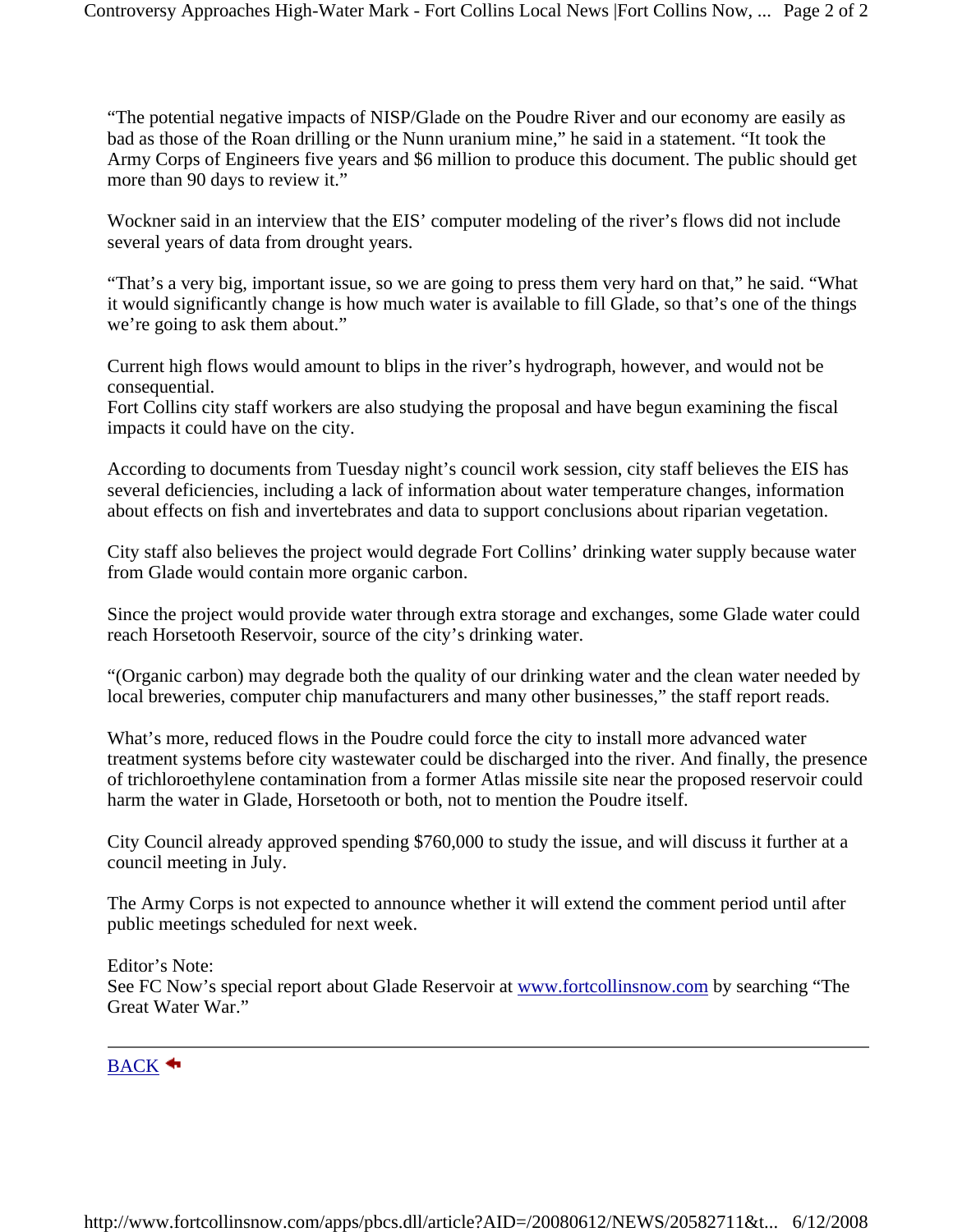"The potential negative impacts of NISP/Glade on the Poudre River and our economy are easily as bad as those of the Roan drilling or the Nunn uranium mine," he said in a statement. "It took the Army Corps of Engineers five years and $6 million to produce this document. The public should get more than 90 days to review it."

Wockner said in an interview that the EIS' computer modeling of the river's flows did not include several years of data from drought years.

"That's a very big, important issue, so we are going to press them very hard on that," he said. "What it would significantly change is how much water is available to fill Glade, so that's one of the things we're going to ask them about."

Current high flows would amount to blips in the river's hydrograph, however, and would not be consequential.
Fort Collins city staff workers are also studying the proposal and have begun examining the fiscal impacts it could have on the city.

According to documents from Tuesday night's council work session, city staff believes the EIS has several deficiencies, including a lack of information about water temperature changes, information about effects on fish and invertebrates and data to support conclusions about riparian vegetation.

City staff also believes the project would degrade Fort Collins' drinking water supply because water from Glade would contain more organic carbon.

Since the project would provide water through extra storage and exchanges, some Glade water could reach Horsetooth Reservoir, source of the city's drinking water.

"(Organic carbon) may degrade both the quality of our drinking water and the clean water needed by local breweries, computer chip manufacturers and many other businesses," the staff report reads.

What's more, reduced flows in the Poudre could force the city to install more advanced water treatment systems before city wastewater could be discharged into the river. And finally, the presence of trichloroethylene contamination from a former Atlas missile site near the proposed reservoir could harm the water in Glade, Horsetooth or both, not to mention the Poudre itself.

City Council already approved spending $760,000 to study the issue, and will discuss it further at a council meeting in July.

The Army Corps is not expected to announce whether it will extend the comment period until after public meetings scheduled for next week.

Editor's Note:
See FC Now's special report about Glade Reservoir at www.fortcollinsnow.com by searching "The Great Water War."

BACK